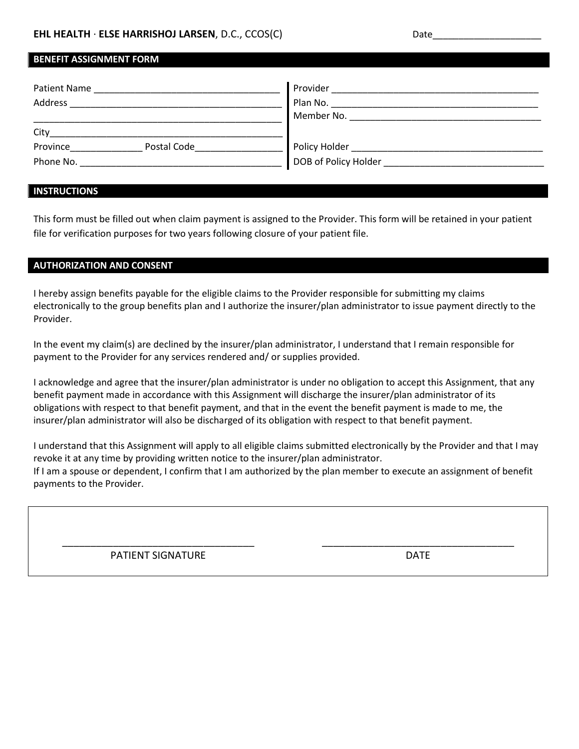**EHL HEALTH** · **ELSE HARRISHOJ LARSEN**, D.C., CCOS(C) Date____________________

## BENEFIT ASSIGNMENT FORM

Patient Name ___________________________________

Address ________________________________________

_______________________________________________

City___________________________________________

Province______________ Postal Code________________

Phone No. ______________________________________

Provider ________________________________________

Plan No. ________________________________________

Member No. _____________________________________

Policy Holder ____________________________________

DOB of Policy Holder ______________________________

## INSTRUCTIONS

This form must be filled out when claim payment is assigned to the Provider. This form will be retained in your patient file for verification purposes for two years following closure of your patient file.

## AUTHORIZATION AND CONSENT

I hereby assign benefits payable for the eligible claims to the Provider responsible for submitting my claims electronically to the group benefits plan and I authorize the insurer/plan administrator to issue payment directly to the Provider.

In the event my claim(s) are declined by the insurer/plan administrator, I understand that I remain responsible for payment to the Provider for any services rendered and/ or supplies provided.

I acknowledge and agree that the insurer/plan administrator is under no obligation to accept this Assignment, that any benefit payment made in accordance with this Assignment will discharge the insurer/plan administrator of its obligations with respect to that benefit payment, and that in the event the benefit payment is made to me, the insurer/plan administrator will also be discharged of its obligation with respect to that benefit payment.

I understand that this Assignment will apply to all eligible claims submitted electronically by the Provider and that I may revoke it at any time by providing written notice to the insurer/plan administrator.
If I am a spouse or dependent, I confirm that I am authorized by the plan member to execute an assignment of benefit payments to the Provider.

___________________________________ ___________________________________

PATIENT SIGNATURE DATE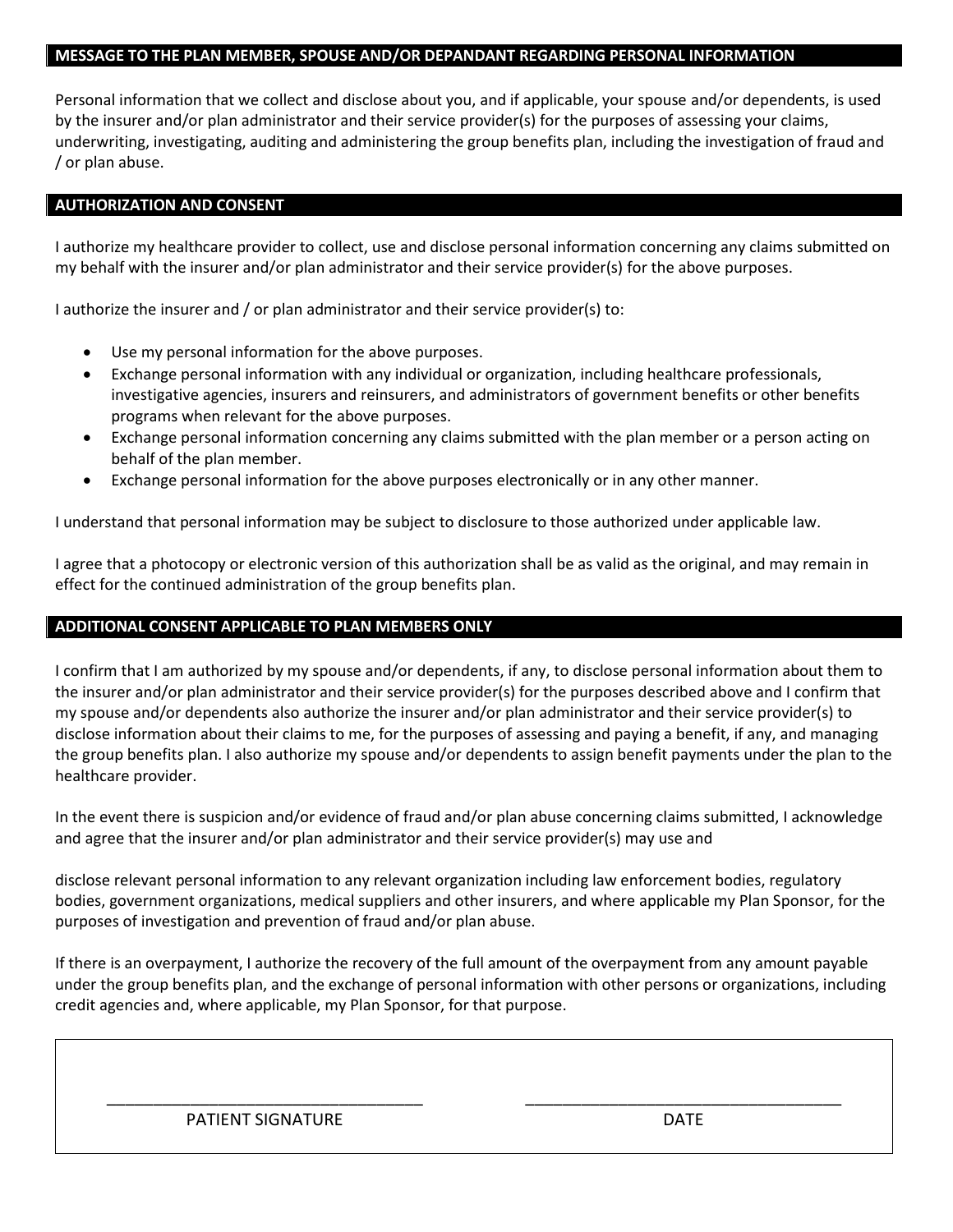## MESSAGE TO THE PLAN MEMBER, SPOUSE AND/OR DEPANDANT REGARDING PERSONAL INFORMATION

Personal information that we collect and disclose about you, and if applicable, your spouse and/or dependents, is used by the insurer and/or plan administrator and their service provider(s) for the purposes of assessing your claims, underwriting, investigating, auditing and administering the group benefits plan, including the investigation of fraud and / or plan abuse.

## AUTHORIZATION AND CONSENT

I authorize my healthcare provider to collect, use and disclose personal information concerning any claims submitted on my behalf with the insurer and/or plan administrator and their service provider(s) for the above purposes.

I authorize the insurer and / or plan administrator and their service provider(s) to:

- Use my personal information for the above purposes.
- Exchange personal information with any individual or organization, including healthcare professionals, investigative agencies, insurers and reinsurers, and administrators of government benefits or other benefits programs when relevant for the above purposes.
- Exchange personal information concerning any claims submitted with the plan member or a person acting on behalf of the plan member.
- Exchange personal information for the above purposes electronically or in any other manner.

I understand that personal information may be subject to disclosure to those authorized under applicable law.

I agree that a photocopy or electronic version of this authorization shall be as valid as the original, and may remain in effect for the continued administration of the group benefits plan.

## ADDITIONAL CONSENT APPLICABLE TO PLAN MEMBERS ONLY

I confirm that I am authorized by my spouse and/or dependents, if any, to disclose personal information about them to the insurer and/or plan administrator and their service provider(s) for the purposes described above and I confirm that my spouse and/or dependents also authorize the insurer and/or plan administrator and their service provider(s) to disclose information about their claims to me, for the purposes of assessing and paying a benefit, if any, and managing the group benefits plan. I also authorize my spouse and/or dependents to assign benefit payments under the plan to the healthcare provider.

In the event there is suspicion and/or evidence of fraud and/or plan abuse concerning claims submitted, I acknowledge and agree that the insurer and/or plan administrator and their service provider(s) may use and

disclose relevant personal information to any relevant organization including law enforcement bodies, regulatory bodies, government organizations, medical suppliers and other insurers, and where applicable my Plan Sponsor, for the purposes of investigation and prevention of fraud and/or plan abuse.

If there is an overpayment, I authorize the recovery of the full amount of the overpayment from any amount payable under the group benefits plan, and the exchange of personal information with other persons or organizations, including credit agencies and, where applicable, my Plan Sponsor, for that purpose.

| | |
|---|---|
| ___________________________________ | ___________________________________ |
| PATIENT SIGNATURE | DATE |